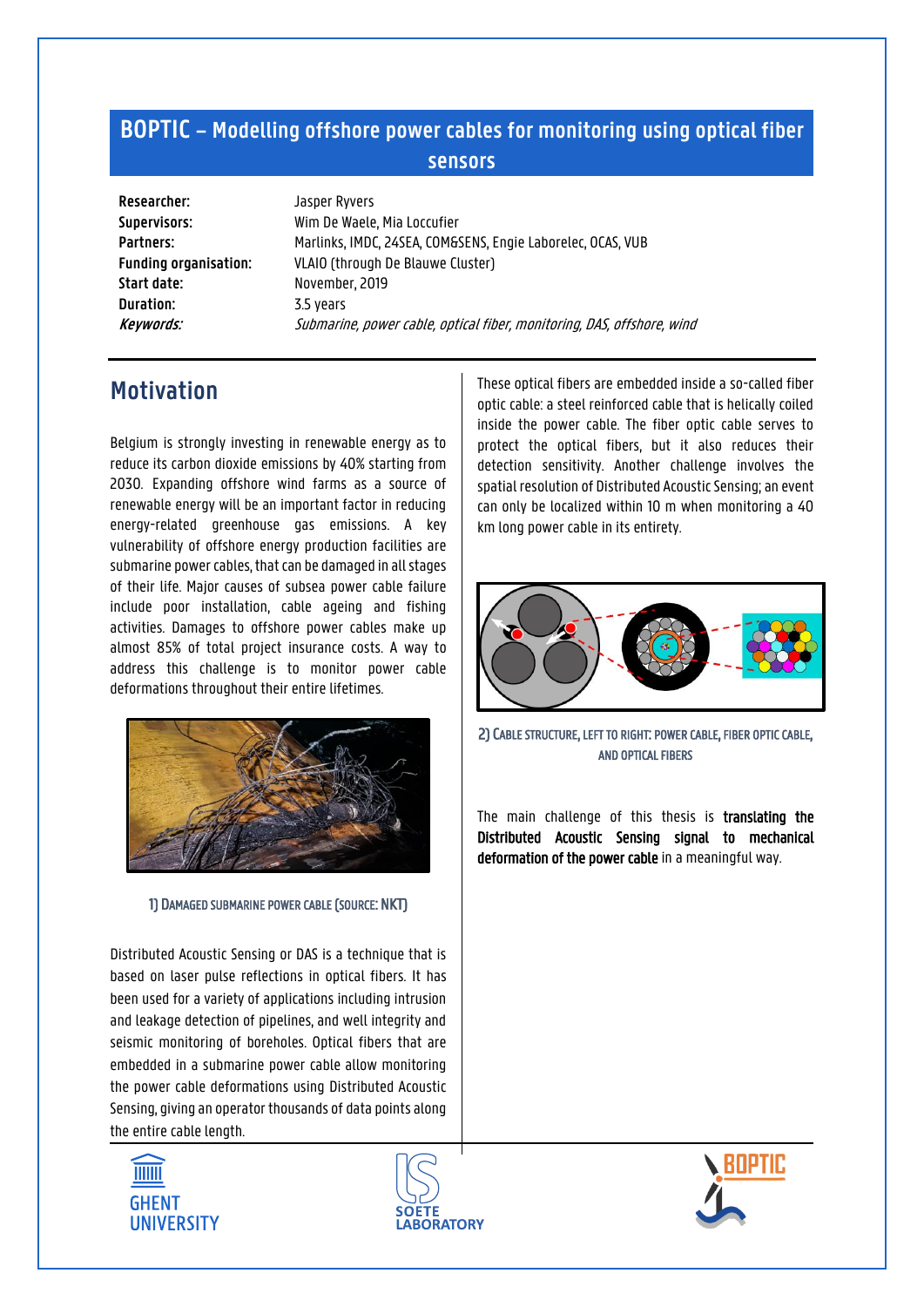# BOPTIC – Modelling offshore power cables for monitoring using optical fiber sensors

| | |
|---|---|
| **Researcher:** | Jasper Ryvers |
| **Supervisors:** | Wim De Waele, Mia Loccufier |
| **Partners:** | Marlinks, IMDC, 24SEA, COM&SENS, Engie Laborelec, OCAS, VUB |
| **Funding organisation:** | VLAIO (through De Blauwe Cluster) |
| **Start date:** | November, 2019 |
| **Duration:** | 3.5 years |
| ***Keywords:*** | *Submarine, power cable, optical fiber, monitoring, DAS, offshore, wind* |

## Motivation

Belgium is strongly investing in renewable energy as to reduce its carbon dioxide emissions by 40% starting from 2030. Expanding offshore wind farms as a source of renewable energy will be an important factor in reducing energy-related greenhouse gas emissions. A key vulnerability of offshore energy production facilities are submarine power cables, that can be damaged in all stages of their life. Major causes of subsea power cable failure include poor installation, cable ageing and fishing activities. Damages to offshore power cables make up almost 85% of total project insurance costs. A way to address this challenge is to monitor power cable deformations throughout their entire lifetimes.

1) Damaged submarine power cable (source: NKT)

Distributed Acoustic Sensing or DAS is a technique that is based on laser pulse reflections in optical fibers. It has been used for a variety of applications including intrusion and leakage detection of pipelines, and well integrity and seismic monitoring of boreholes. Optical fibers that are embedded in a submarine power cable allow monitoring the power cable deformations using Distributed Acoustic Sensing, giving an operator thousands of data points along the entire cable length.

These optical fibers are embedded inside a so-called fiber optic cable: a steel reinforced cable that is helically coiled inside the power cable. The fiber optic cable serves to protect the optical fibers, but it also reduces their detection sensitivity. Another challenge involves the spatial resolution of Distributed Acoustic Sensing; an event can only be localized within 10 m when monitoring a 40 km long power cable in its entirety.

2) Cable structure, left to right: power cable, fiber optic cable, and optical fibers

The main challenge of this thesis is **translating the Distributed Acoustic Sensing signal to mechanical deformation of the power cable** in a meaningful way.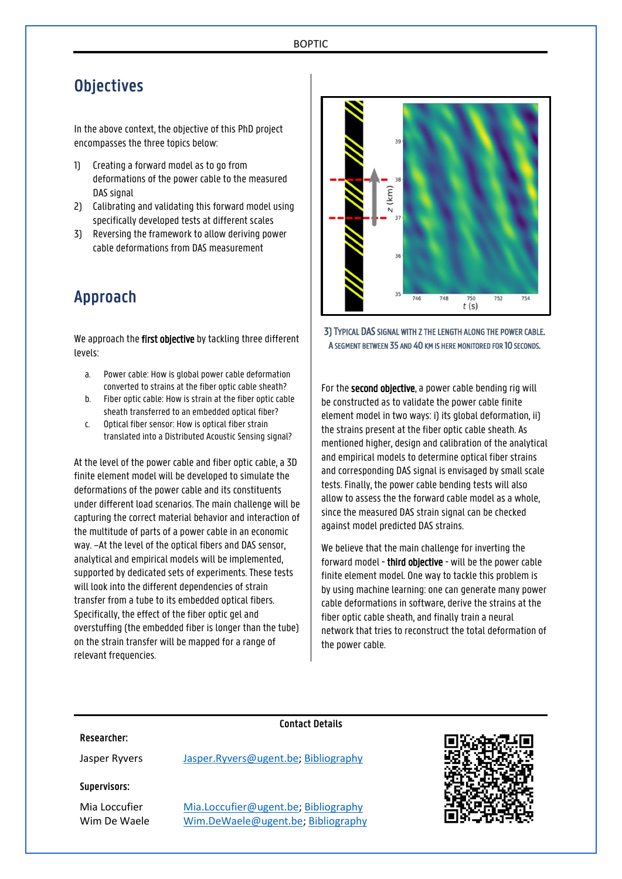## Objectives

In the above context, the objective of this PhD project encompasses the three topics below:

1) Creating a forward model as to go from deformations of the power cable to the measured DAS signal
2) Calibrating and validating this forward model using specifically developed tests at different scales
3) Reversing the framework to allow deriving power cable deformations from DAS measurement

## Approach

We approach the **first objective** by tackling three different levels:

a. Power cable: How is global power cable deformation converted to strains at the fiber optic cable sheath?
b. Fiber optic cable: How is strain at the fiber optic cable sheath transferred to an embedded optical fiber?
c. Optical fiber sensor: How is optical fiber strain translated into a Distributed Acoustic Sensing signal?

At the level of the power cable and fiber optic cable, a 3D finite element model will be developed to simulate the deformations of the power cable and its constituents under different load scenarios. The main challenge will be capturing the correct material behavior and interaction of the multitude of parts of a power cable in an economic way. –At the level of the optical fibers and DAS sensor, analytical and empirical models will be implemented, supported by dedicated sets of experiments. These tests will look into the different dependencies of strain transfer from a tube to its embedded optical fibers. Specifically, the effect of the fiber optic gel and overstuffing (the embedded fiber is longer than the tube) on the strain transfer will be mapped for a range of relevant frequencies.

z (km)

39
38
37
36
35

746 748 750 752 754

t (s)

3) Typical DAS signal with z the length along the power cable. A segment between 35 and 40 km is here monitored for 10 seconds.

For the **second objective**, a power cable bending rig will be constructed as to validate the power cable finite element model in two ways: i) its global deformation, ii) the strains present at the fiber optic cable sheath. As mentioned higher, design and calibration of the analytical and empirical models to determine optical fiber strains and corresponding DAS signal is envisaged by small scale tests. Finally, the power cable bending tests will also allow to assess the the forward cable model as a whole, since the measured DAS strain signal can be checked against model predicted DAS strains.

We believe that the main challenge for inverting the forward model - **third objective** - will be the power cable finite element model. One way to tackle this problem is by using machine learning: one can generate many power cable deformations in software, derive the strains at the fiber optic cable sheath, and finally train a neural network that tries to reconstruct the total deformation of the power cable.

**Contact Details**

**Researcher:**

Jasper Ryvers — Jasper.Ryvers@ugent.be; Bibliography

**Supervisors:**

Mia Loccufier — Mia.Loccufier@ugent.be; Bibliography

Wim De Waele — Wim.DeWaele@ugent.be; Bibliography